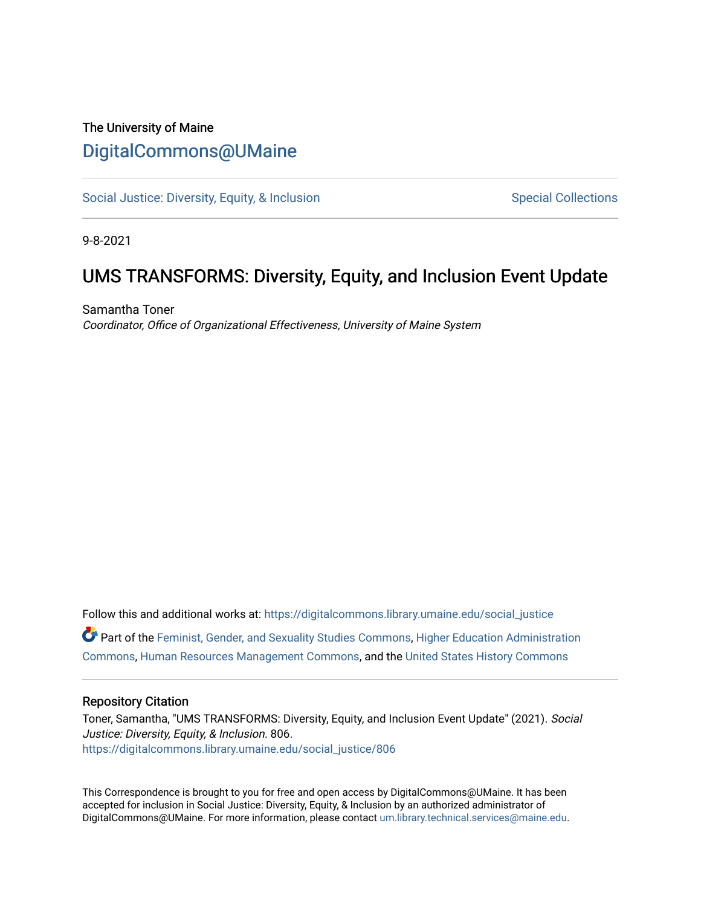The University of Maine

# DigitalCommons@UMaine

Social Justice: Diversity, Equity, & Inclusion — Special Collections

9-8-2021

# UMS TRANSFORMS: Diversity, Equity, and Inclusion Event Update

Samantha Toner

*Coordinator, Office of Organizational Effectiveness, University of Maine System*

Follow this and additional works at: https://digitalcommons.library.umaine.edu/social_justice

Part of the Feminist, Gender, and Sexuality Studies Commons, Higher Education Administration Commons, Human Resources Management Commons, and the United States History Commons

## Repository Citation

Toner, Samantha, "UMS TRANSFORMS: Diversity, Equity, and Inclusion Event Update" (2021). *Social Justice: Diversity, Equity, & Inclusion*. 806.
https://digitalcommons.library.umaine.edu/social_justice/806

This Correspondence is brought to you for free and open access by DigitalCommons@UMaine. It has been accepted for inclusion in Social Justice: Diversity, Equity, & Inclusion by an authorized administrator of DigitalCommons@UMaine. For more information, please contact um.library.technical.services@maine.edu.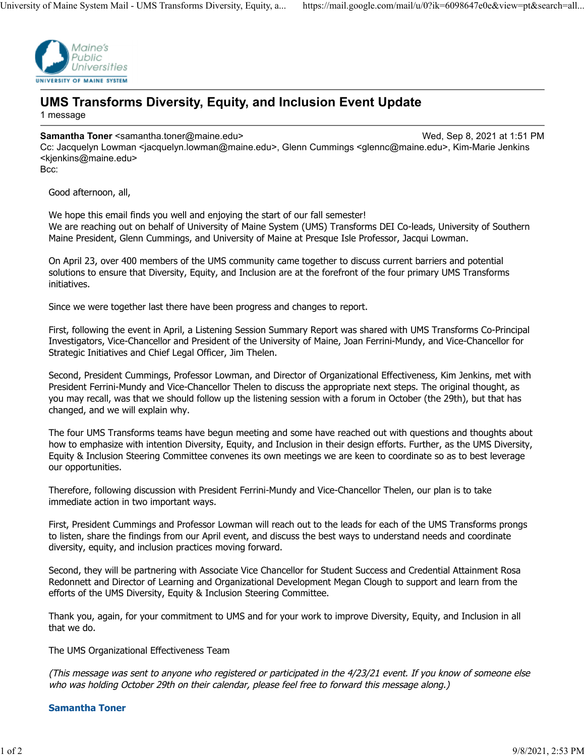# UMS Transforms Diversity, Equity, and Inclusion Event Update

1 message

**Samantha Toner** <samantha.toner@maine.edu> Wed, Sep 8, 2021 at 1:51 PM
Cc: Jacquelyn Lowman <jacquelyn.lowman@maine.edu>, Glenn Cummings <glennc@maine.edu>, Kim-Marie Jenkins <kjenkins@maine.edu>
Bcc:

Good afternoon, all,

We hope this email finds you well and enjoying the start of our fall semester!
We are reaching out on behalf of University of Maine System (UMS) Transforms DEI Co-leads, University of Southern Maine President, Glenn Cummings, and University of Maine at Presque Isle Professor, Jacqui Lowman.

On April 23, over 400 members of the UMS community came together to discuss current barriers and potential solutions to ensure that Diversity, Equity, and Inclusion are at the forefront of the four primary UMS Transforms initiatives.

Since we were together last there have been progress and changes to report.

First, following the event in April, a Listening Session Summary Report was shared with UMS Transforms Co-Principal Investigators, Vice-Chancellor and President of the University of Maine, Joan Ferrini-Mundy, and Vice-Chancellor for Strategic Initiatives and Chief Legal Officer, Jim Thelen.

Second, President Cummings, Professor Lowman, and Director of Organizational Effectiveness, Kim Jenkins, met with President Ferrini-Mundy and Vice-Chancellor Thelen to discuss the appropriate next steps. The original thought, as you may recall, was that we should follow up the listening session with a forum in October (the 29th), but that has changed, and we will explain why.

The four UMS Transforms teams have begun meeting and some have reached out with questions and thoughts about how to emphasize with intention Diversity, Equity, and Inclusion in their design efforts. Further, as the UMS Diversity, Equity & Inclusion Steering Committee convenes its own meetings we are keen to coordinate so as to best leverage our opportunities.

Therefore, following discussion with President Ferrini-Mundy and Vice-Chancellor Thelen, our plan is to take immediate action in two important ways.

First, President Cummings and Professor Lowman will reach out to the leads for each of the UMS Transforms prongs to listen, share the findings from our April event, and discuss the best ways to understand needs and coordinate diversity, equity, and inclusion practices moving forward.

Second, they will be partnering with Associate Vice Chancellor for Student Success and Credential Attainment Rosa Redonnett and Director of Learning and Organizational Development Megan Clough to support and learn from the efforts of the UMS Diversity, Equity & Inclusion Steering Committee.

Thank you, again, for your commitment to UMS and for your work to improve Diversity, Equity, and Inclusion in all that we do.

The UMS Organizational Effectiveness Team

*(This message was sent to anyone who registered or participated in the 4/23/21 event. If you know of someone else who was holding October 29th on their calendar, please feel free to forward this message along.)*

**Samantha Toner**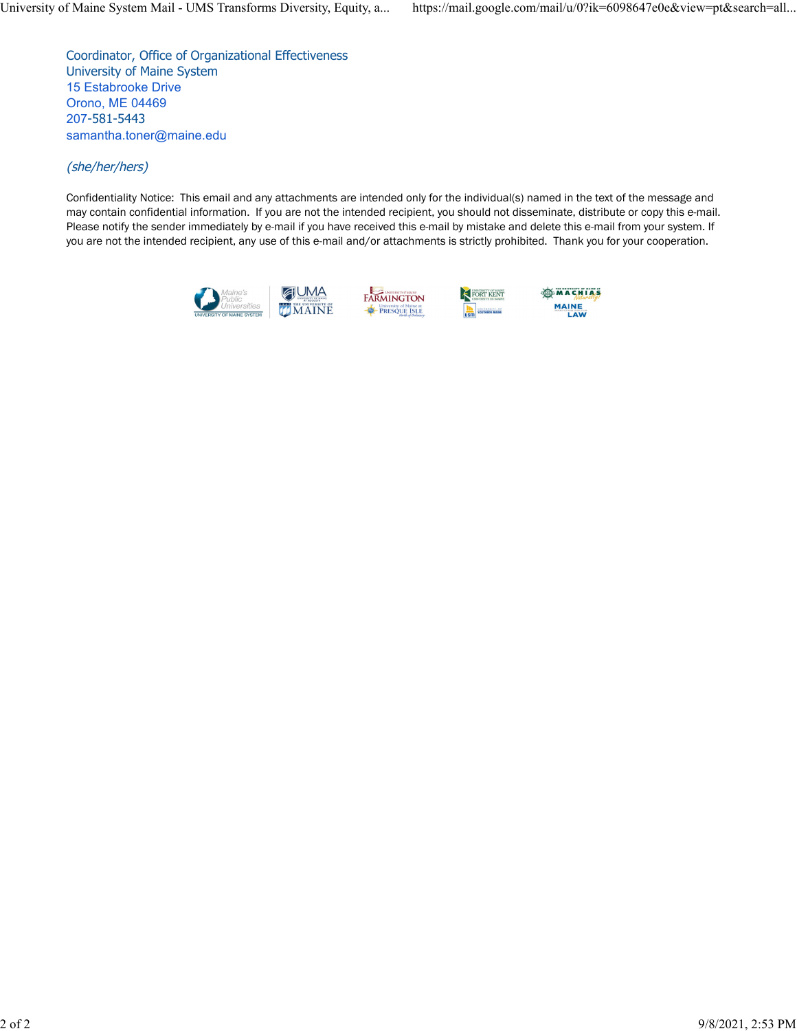Coordinator, Office of Organizational Effectiveness
University of Maine System
15 Estabrooke Drive
Orono, ME 04469
207-581-5443
samantha.toner@maine.edu

*(she/her/hers)*

Confidentiality Notice: This email and any attachments are intended only for the individual(s) named in the text of the message and may contain confidential information. If you are not the intended recipient, you should not disseminate, distribute or copy this e-mail. Please notify the sender immediately by e-mail if you have received this e-mail by mistake and delete this e-mail from your system. If you are not the intended recipient, any use of this e-mail and/or attachments is strictly prohibited. Thank you for your cooperation.